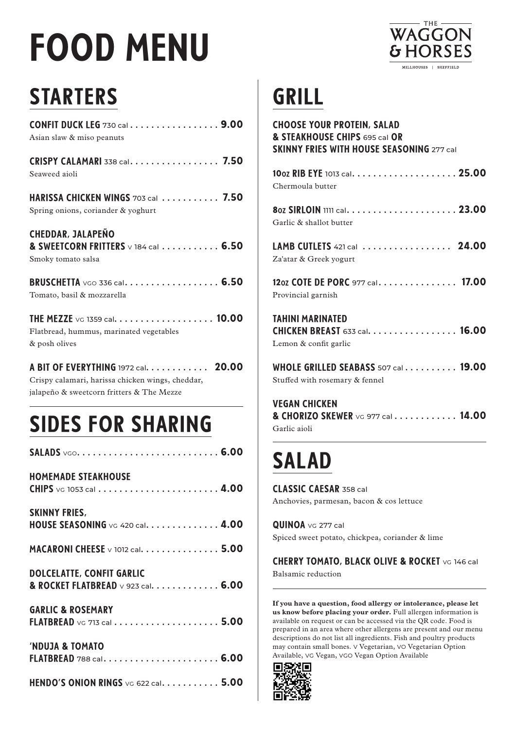# FOOD MENU

THE WAGGON & HORSES
MILLHOUSES | SHEFFIELD

## STARTERS

**CONFIT DUCK LEG** 730 cal . . . . . . . . . . . . . . . . . **9.00**
Asian slaw & miso peanuts

**CRISPY CALAMARI** 338 cal. . . . . . . . . . . . . . . . . **7.50**
Seaweed aioli

**HARISSA CHICKEN WINGS** 703 cal . . . . . . . . . . . **7.50**
Spring onions, coriander & yoghurt

**CHEDDAR, JALAPEÑO & SWEETCORN FRITTERS** V 184 cal . . . . . . . . . . . **6.50**
Smoky tomato salsa

**BRUSCHETTA** VGO 336 cal. . . . . . . . . . . . . . . . . . **6.50**
Tomato, basil & mozzarella

**THE MEZZE** VG 1359 cal. . . . . . . . . . . . . . . . . . . **10.00**
Flatbread, hummus, marinated vegetables & posh olives

**A BIT OF EVERYTHING** 1972 cal. . . . . . . . . . . . **20.00**
Crispy calamari, harissa chicken wings, cheddar, jalapeño & sweetcorn fritters & The Mezze

## SIDES FOR SHARING

**SALADS** VGO. . . . . . . . . . . . . . . . . . . . . . . . . . . **6.00**

**HOMEMADE STEAKHOUSE CHIPS** VG 1053 cal . . . . . . . . . . . . . . . . . . . . . . . **4.00**

**SKINNY FRIES, HOUSE SEASONING** VG 420 cal. . . . . . . . . . . . . . **4.00**

**MACARONI CHEESE** V 1012 cal. . . . . . . . . . . . . . . **5.00**

**DOLCELATTE, CONFIT GARLIC & ROCKET FLATBREAD** V 923 cal. . . . . . . . . . . . . **6.00**

**GARLIC & ROSEMARY FLATBREAD** VG 713 cal . . . . . . . . . . . . . . . . . . . . **5.00**

**'NDUJA & TOMATO FLATBREAD** 788 cal. . . . . . . . . . . . . . . . . . . . . . **6.00**

**HENDO'S ONION RINGS** VG 622 cal. . . . . . . . . . . **5.00**

## GRILL

**CHOOSE YOUR PROTEIN, SALAD & STEAKHOUSE CHIPS** 695 cal **OR SKINNY FRIES WITH HOUSE SEASONING** 277 cal

**10oz RIB EYE** 1013 cal. . . . . . . . . . . . . . . . . . . . **25.00**
Chermoula butter

**8oz SIRLOIN** 1111 cal. . . . . . . . . . . . . . . . . . . . . **23.00**
Garlic & shallot butter

**LAMB CUTLETS** 421 cal . . . . . . . . . . . . . . . . . **24.00**
Za'atar & Greek yogurt

**12oz COTE DE PORC** 977 cal. . . . . . . . . . . . . . . **17.00**
Provincial garnish

**TAHINI MARINATED CHICKEN BREAST** 633 cal. . . . . . . . . . . . . . . . . **16.00**
Lemon & confit garlic

**WHOLE GRILLED SEABASS** 507 cal . . . . . . . . . . **19.00**
Stuffed with rosemary & fennel

**VEGAN CHICKEN & CHORIZO SKEWER** VG 977 cal . . . . . . . . . . . . **14.00**
Garlic aioli

## SALAD

**CLASSIC CAESAR** 358 cal
Anchovies, parmesan, bacon & cos lettuce

**QUINOA** VG 277 cal
Spiced sweet potato, chickpea, coriander & lime

**CHERRY TOMATO, BLACK OLIVE & ROCKET** VG 146 cal
Balsamic reduction

**If you have a question, food allergy or intolerance, please let us know before placing your order.** Full allergen information is available on request or can be accessed via the QR code. Food is prepared in an area where other allergens are present and our menu descriptions do not list all ingredients. Fish and poultry products may contain small bones. V Vegetarian, VO Vegetarian Option Available, VG Vegan, VGO Vegan Option Available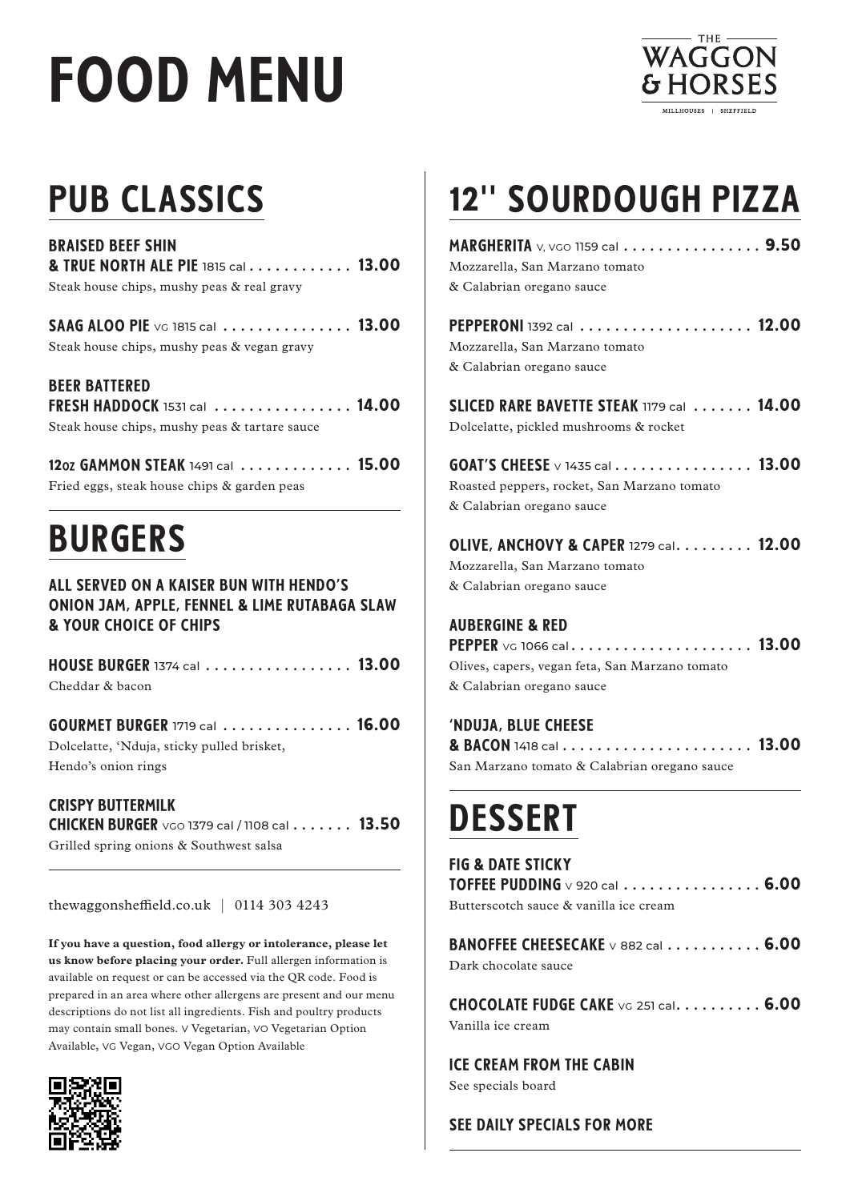# FOOD MENU

THE WAGGON & HORSES
MILLHOUSES | SHEFFIELD

## PUB CLASSICS

**BRAISED BEEF SHIN & TRUE NORTH ALE PIE** 1815 cal . . . . . . . . . . . . **13.00**
Steak house chips, mushy peas & real gravy

**SAAG ALOO PIE** VG 1815 cal . . . . . . . . . . . . . . . **13.00**
Steak house chips, mushy peas & vegan gravy

**BEER BATTERED FRESH HADDOCK** 1531 cal . . . . . . . . . . . . . . . . **14.00**
Steak house chips, mushy peas & tartare sauce

**12oz GAMMON STEAK** 1491 cal . . . . . . . . . . . . . **15.00**
Fried eggs, steak house chips & garden peas

## BURGERS

**ALL SERVED ON A KAISER BUN WITH HENDO'S ONION JAM, APPLE, FENNEL & LIME RUTABAGA SLAW & YOUR CHOICE OF CHIPS**

**HOUSE BURGER** 1374 cal . . . . . . . . . . . . . . . . . **13.00**
Cheddar & bacon

**GOURMET BURGER** 1719 cal . . . . . . . . . . . . . . . **16.00**
Dolcelatte, 'Nduja, sticky pulled brisket, Hendo's onion rings

**CRISPY BUTTERMILK CHICKEN BURGER** VGO 1379 cal / 1108 cal . . . . . . . **13.50**
Grilled spring onions & Southwest salsa

thewaggonsheffield.co.uk | 0114 303 4243

**If you have a question, food allergy or intolerance, please let us know before placing your order.** Full allergen information is available on request or can be accessed via the QR code. Food is prepared in an area where other allergens are present and our menu descriptions do not list all ingredients. Fish and poultry products may contain small bones. V Vegetarian, VO Vegetarian Option Available, VG Vegan, VGO Vegan Option Available

## 12'' SOURDOUGH PIZZA

**MARGHERITA** V, VGO 1159 cal . . . . . . . . . . . . . . . . **9.50**
Mozzarella, San Marzano tomato & Calabrian oregano sauce

**PEPPERONI** 1392 cal . . . . . . . . . . . . . . . . . . . . **12.00**
Mozzarella, San Marzano tomato & Calabrian oregano sauce

**SLICED RARE BAVETTE STEAK** 1179 cal . . . . . . . **14.00**
Dolcelatte, pickled mushrooms & rocket

**GOAT'S CHEESE** V 1435 cal . . . . . . . . . . . . . . . . **13.00**
Roasted peppers, rocket, San Marzano tomato & Calabrian oregano sauce

**OLIVE, ANCHOVY & CAPER** 1279 cal. . . . . . . . . **12.00**
Mozzarella, San Marzano tomato & Calabrian oregano sauce

**AUBERGINE & RED PEPPER** VG 1066 cal . . . . . . . . . . . . . . . . . . . . . **13.00**
Olives, capers, vegan feta, San Marzano tomato & Calabrian oregano sauce

**'NDUJA, BLUE CHEESE & BACON** 1418 cal . . . . . . . . . . . . . . . . . . . . . . **13.00**
San Marzano tomato & Calabrian oregano sauce

## DESSERT

**FIG & DATE STICKY TOFFEE PUDDING** V 920 cal . . . . . . . . . . . . . . . . **6.00**
Butterscotch sauce & vanilla ice cream

**BANOFFEE CHEESECAKE** V 882 cal . . . . . . . . . . . **6.00**
Dark chocolate sauce

**CHOCOLATE FUDGE CAKE** VG 251 cal. . . . . . . . . . **6.00**
Vanilla ice cream

**ICE CREAM FROM THE CABIN**
See specials board

**SEE DAILY SPECIALS FOR MORE**